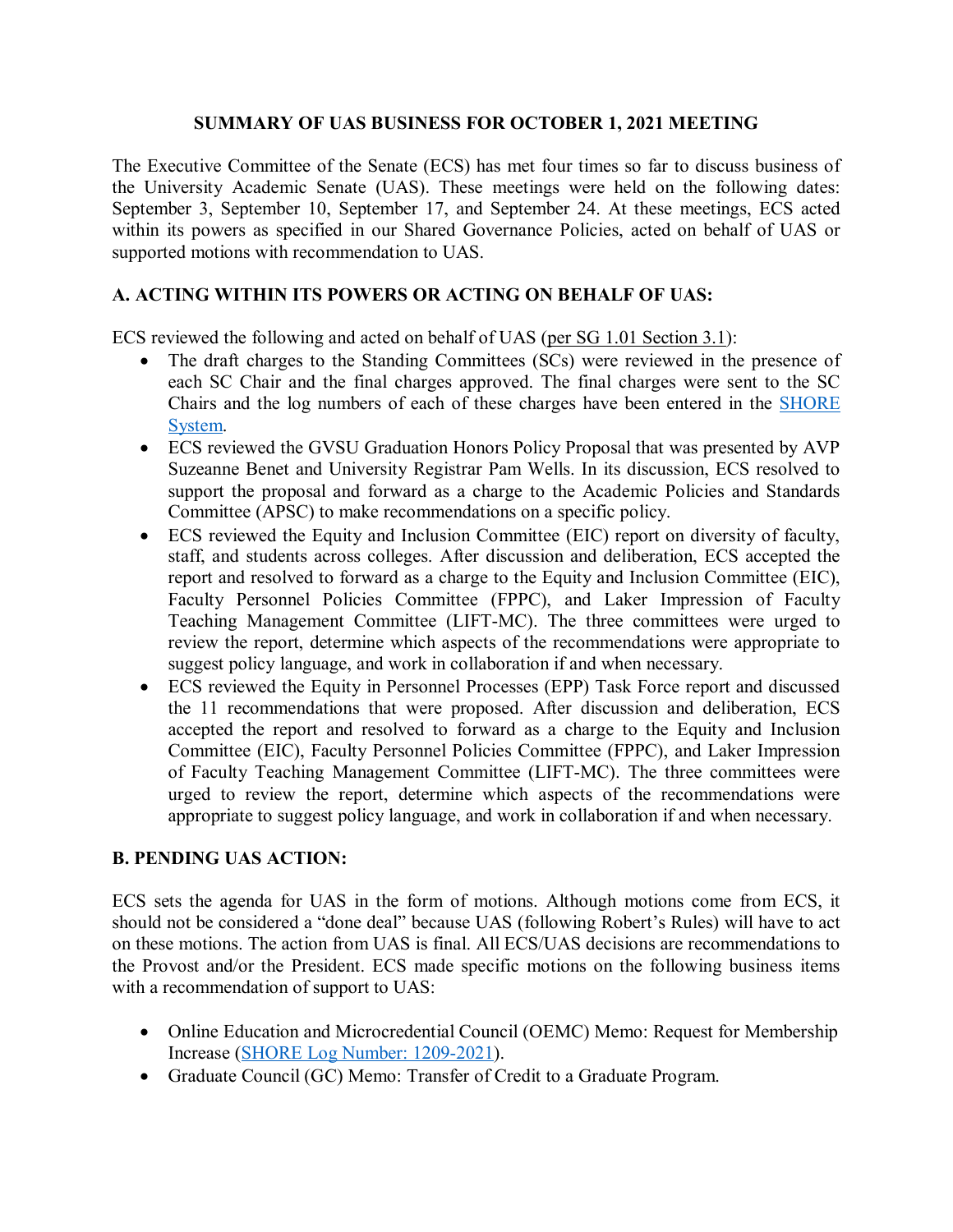# SUMMARY OF UAS BUSINESS FOR OCTOBER 1, 2021 MEETING

The Executive Committee of the Senate (ECS) has met four times so far to discuss business of the University Academic Senate (UAS). These meetings were held on the following dates: September 3, September 10, September 17, and September 24. At these meetings, ECS acted within its powers as specified in our Shared Governance Policies, acted on behalf of UAS or supported motions with recommendation to UAS.

## A. ACTING WITHIN ITS POWERS OR ACTING ON BEHALF OF UAS:

ECS reviewed the following and acted on behalf of UAS (per SG 1.01 Section 3.1):

- The draft charges to the Standing Committees (SCs) were reviewed in the presence of each SC Chair and the final charges approved. The final charges were sent to the SC Chairs and the log numbers of each of these charges have been entered in the SHORE System.
- ECS reviewed the GVSU Graduation Honors Policy Proposal that was presented by AVP Suzeanne Benet and University Registrar Pam Wells. In its discussion, ECS resolved to support the proposal and forward as a charge to the Academic Policies and Standards Committee (APSC) to make recommendations on a specific policy.
- ECS reviewed the Equity and Inclusion Committee (EIC) report on diversity of faculty, staff, and students across colleges. After discussion and deliberation, ECS accepted the report and resolved to forward as a charge to the Equity and Inclusion Committee (EIC), Faculty Personnel Policies Committee (FPPC), and Laker Impression of Faculty Teaching Management Committee (LIFT-MC). The three committees were urged to review the report, determine which aspects of the recommendations were appropriate to suggest policy language, and work in collaboration if and when necessary.
- ECS reviewed the Equity in Personnel Processes (EPP) Task Force report and discussed the 11 recommendations that were proposed. After discussion and deliberation, ECS accepted the report and resolved to forward as a charge to the Equity and Inclusion Committee (EIC), Faculty Personnel Policies Committee (FPPC), and Laker Impression of Faculty Teaching Management Committee (LIFT-MC). The three committees were urged to review the report, determine which aspects of the recommendations were appropriate to suggest policy language, and work in collaboration if and when necessary.

## B. PENDING UAS ACTION:

ECS sets the agenda for UAS in the form of motions. Although motions come from ECS, it should not be considered a "done deal" because UAS (following Robert's Rules) will have to act on these motions. The action from UAS is final. All ECS/UAS decisions are recommendations to the Provost and/or the President. ECS made specific motions on the following business items with a recommendation of support to UAS:

- Online Education and Microcredential Council (OEMC) Memo: Request for Membership Increase (SHORE Log Number: 1209-2021).
- Graduate Council (GC) Memo: Transfer of Credit to a Graduate Program.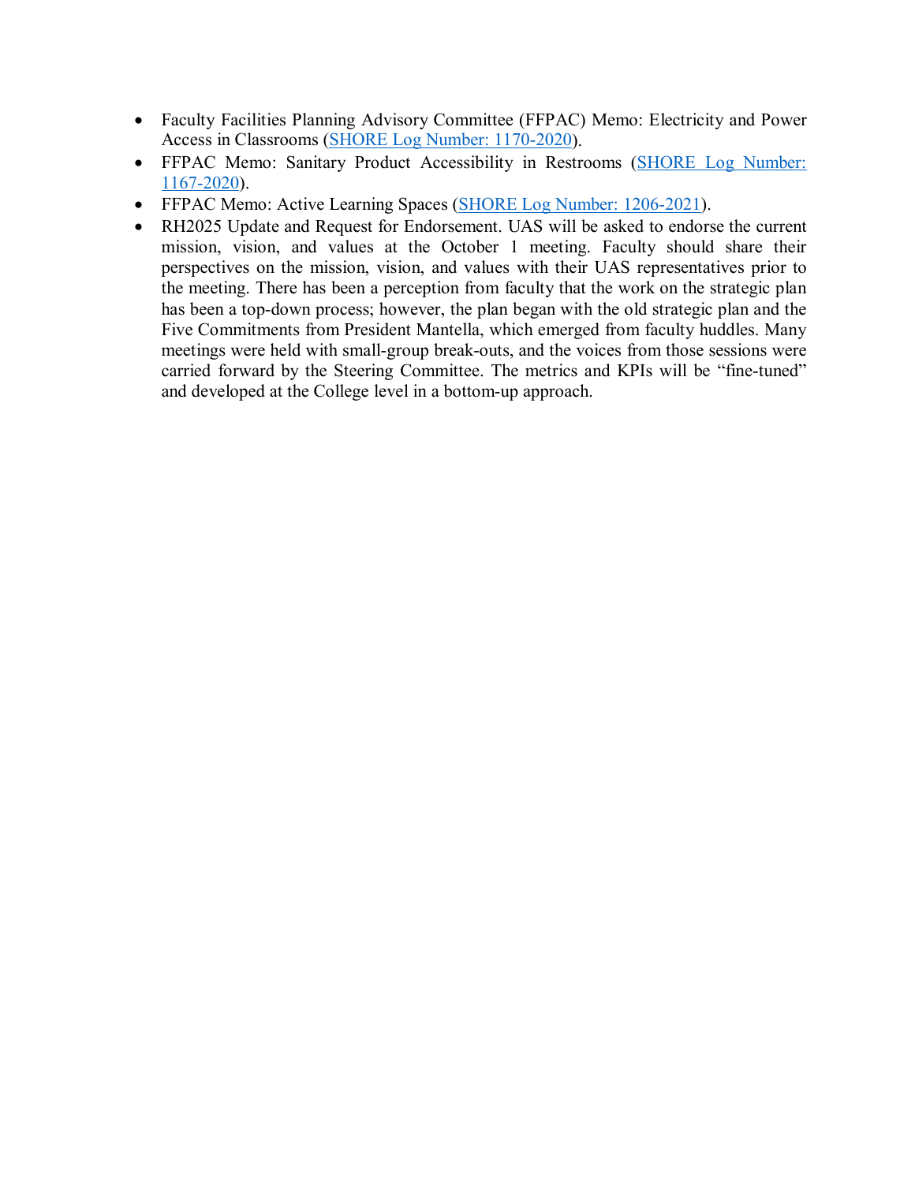- Faculty Facilities Planning Advisory Committee (FFPAC) Memo: Electricity and Power Access in Classrooms (SHORE Log Number: 1170-2020).
- FFPAC Memo: Sanitary Product Accessibility in Restrooms (SHORE Log Number: 1167-2020).
- FFPAC Memo: Active Learning Spaces (SHORE Log Number: 1206-2021).
- RH2025 Update and Request for Endorsement. UAS will be asked to endorse the current mission, vision, and values at the October 1 meeting. Faculty should share their perspectives on the mission, vision, and values with their UAS representatives prior to the meeting. There has been a perception from faculty that the work on the strategic plan has been a top-down process; however, the plan began with the old strategic plan and the Five Commitments from President Mantella, which emerged from faculty huddles. Many meetings were held with small-group break-outs, and the voices from those sessions were carried forward by the Steering Committee. The metrics and KPIs will be "fine-tuned" and developed at the College level in a bottom-up approach.